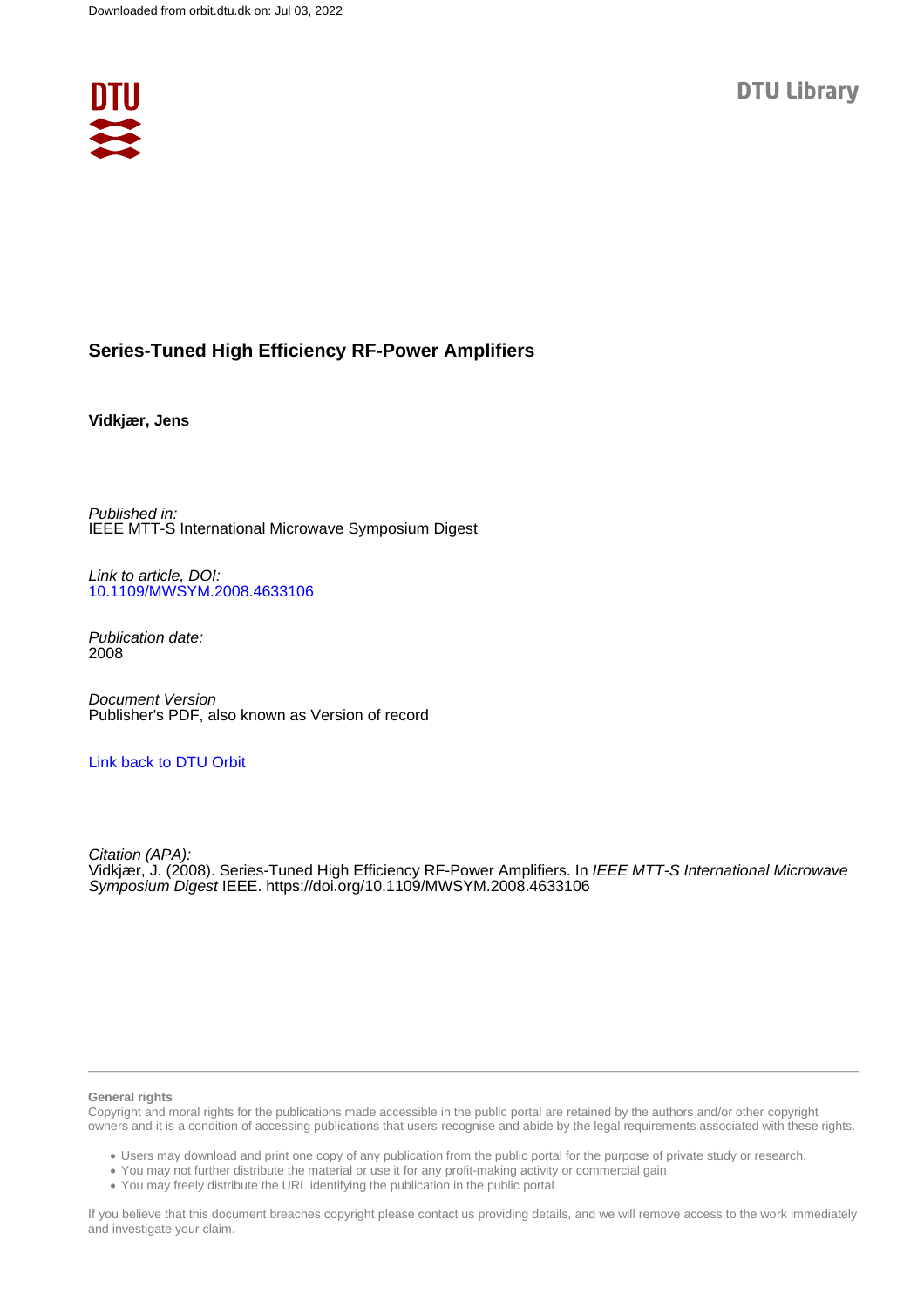Downloaded from orbit.dtu.dk on: Jul 03, 2022

DTU Library

# Series-Tuned High Efficiency RF-Power Amplifiers

**Vidkjær, Jens**

*Published in:*
IEEE MTT-S International Microwave Symposium Digest

*Link to article, DOI:*
10.1109/MWSYM.2008.4633106

*Publication date:*
2008

*Document Version*
Publisher's PDF, also known as Version of record

Link back to DTU Orbit

*Citation (APA):*
Vidkjær, J. (2008). Series-Tuned High Efficiency RF-Power Amplifiers. In *IEEE MTT-S International Microwave Symposium Digest* IEEE. https://doi.org/10.1109/MWSYM.2008.4633106

**General rights**

Copyright and moral rights for the publications made accessible in the public portal are retained by the authors and/or other copyright owners and it is a condition of accessing publications that users recognise and abide by the legal requirements associated with these rights.

- Users may download and print one copy of any publication from the public portal for the purpose of private study or research.
- You may not further distribute the material or use it for any profit-making activity or commercial gain
- You may freely distribute the URL identifying the publication in the public portal

If you believe that this document breaches copyright please contact us providing details, and we will remove access to the work immediately and investigate your claim.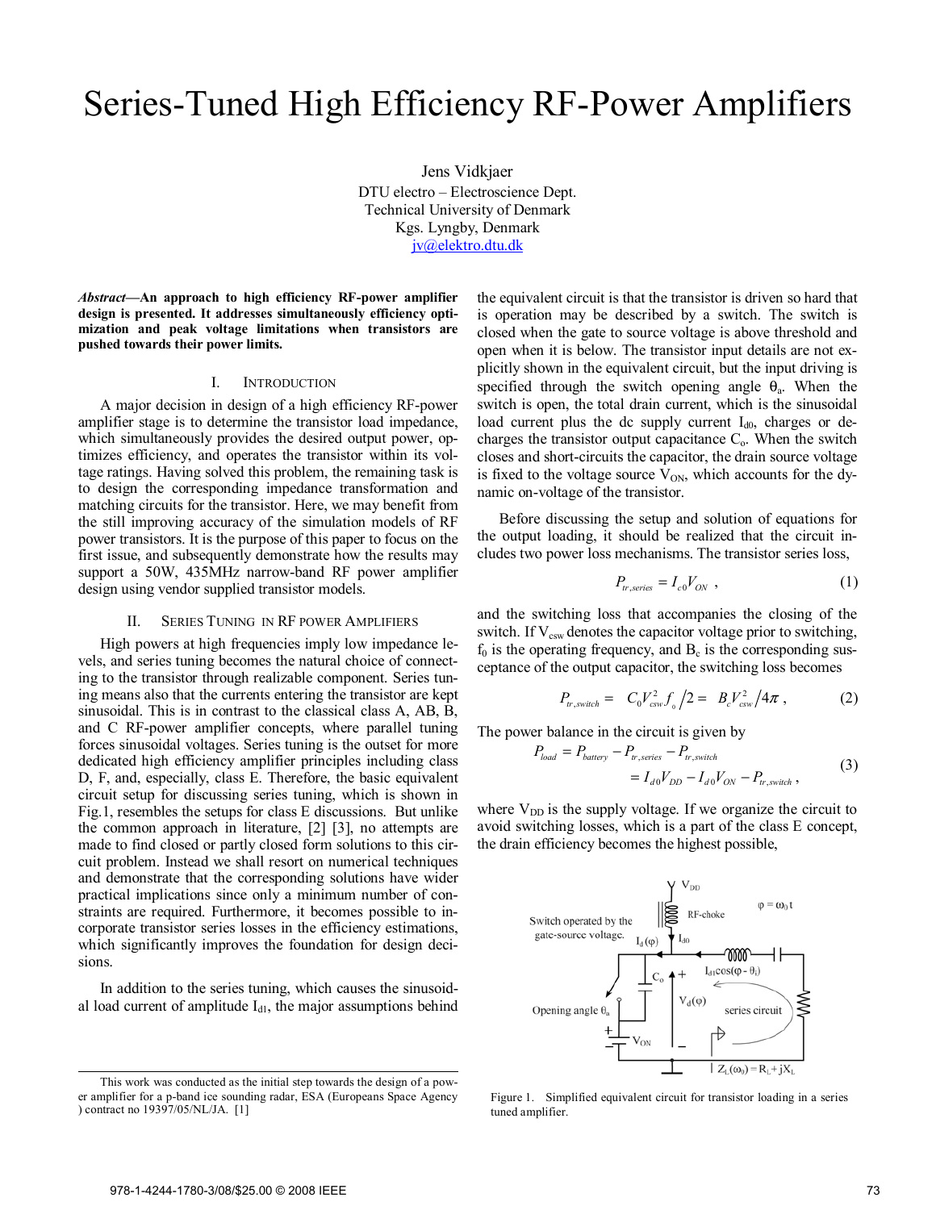# Series-Tuned High Efficiency RF-Power Amplifiers

Jens Vidkjaer
DTU electro – Electroscience Dept.
Technical University of Denmark
Kgs. Lyngby, Denmark
jv@elektro.dtu.dk

***Abstract*—An approach to high efficiency RF-power amplifier design is presented. It addresses simultaneously efficiency optimization and peak voltage limitations when transistors are pushed towards their power limits.**

## I. Introduction

A major decision in design of a high efficiency RF-power amplifier stage is to determine the transistor load impedance, which simultaneously provides the desired output power, optimizes efficiency, and operates the transistor within its voltage ratings. Having solved this problem, the remaining task is to design the corresponding impedance transformation and matching circuits for the transistor. Here, we may benefit from the still improving accuracy of the simulation models of RF power transistors. It is the purpose of this paper to focus on the first issue, and subsequently demonstrate how the results may support a 50W, 435MHz narrow-band RF power amplifier design using vendor supplied transistor models.

## II. Series Tuning in RF Power Amplifiers

High powers at high frequencies imply low impedance levels, and series tuning becomes the natural choice of connecting to the transistor through realizable component. Series tuning means also that the currents entering the transistor are kept sinusoidal. This is in contrast to the classical class A, AB, B, and C RF-power amplifier concepts, where parallel tuning forces sinusoidal voltages. Series tuning is the outset for more dedicated high efficiency amplifier principles including class D, F, and, especially, class E. Therefore, the basic equivalent circuit setup for discussing series tuning, which is shown in Fig.1, resembles the setups for class E discussions. But unlike the common approach in literature, [2] [3], no attempts are made to find closed or partly closed form solutions to this circuit problem. Instead we shall resort on numerical techniques and demonstrate that the corresponding solutions have wider practical implications since only a minimum number of constraints are required. Furthermore, it becomes possible to incorporate transistor series losses in the efficiency estimations, which significantly improves the foundation for design decisions.

In addition to the series tuning, which causes the sinusoidal load current of amplitude $I_{d1}$, the major assumptions behind the equivalent circuit is that the transistor is driven so hard that is operation may be described by a switch. The switch is closed when the gate to source voltage is above threshold and open when it is below. The transistor input details are not explicitly shown in the equivalent circuit, but the input driving is specified through the switch opening angle $\theta_a$. When the switch is open, the total drain current, which is the sinusoidal load current plus the dc supply current $I_{d0}$, charges or decharges the transistor output capacitance $C_o$. When the switch closes and short-circuits the capacitor, the drain source voltage is fixed to the voltage source $V_{ON}$, which accounts for the dynamic on-voltage of the transistor.

Before discussing the setup and solution of equations for the output loading, it should be realized that the circuit includes two power loss mechanisms. The transistor series loss,

$$P_{tr,series} = I_{c0} V_{ON} \ , \tag{1}$$

and the switching loss that accompanies the closing of the switch. If $V_{csw}$ denotes the capacitor voltage prior to switching, $f_0$ is the operating frequency, and $B_c$ is the corresponding susceptance of the output capacitor, the switching loss becomes

$$P_{tr,switch} = C_0 V_{csw}^2 f_o / 2 = B_c V_{csw}^2 / 4\pi \ , \tag{2}$$

The power balance in the circuit is given by

$$\begin{aligned} P_{load} &= P_{battery} - P_{tr,series} - P_{tr,switch} \\ &= I_{d0} V_{DD} - I_{d0} V_{ON} - P_{tr,switch} \ , \end{aligned} \tag{3}$$

where $V_{DD}$ is the supply voltage. If we organize the circuit to avoid switching losses, which is a part of the class E concept, the drain efficiency becomes the highest possible,

Figure 1. Simplified equivalent circuit for transistor loading in a series tuned amplifier.

This work was conducted as the initial step towards the design of a power amplifier for a p-band ice sounding radar, ESA (Europeans Space Agency ) contract no 19397/05/NL/JA. [1]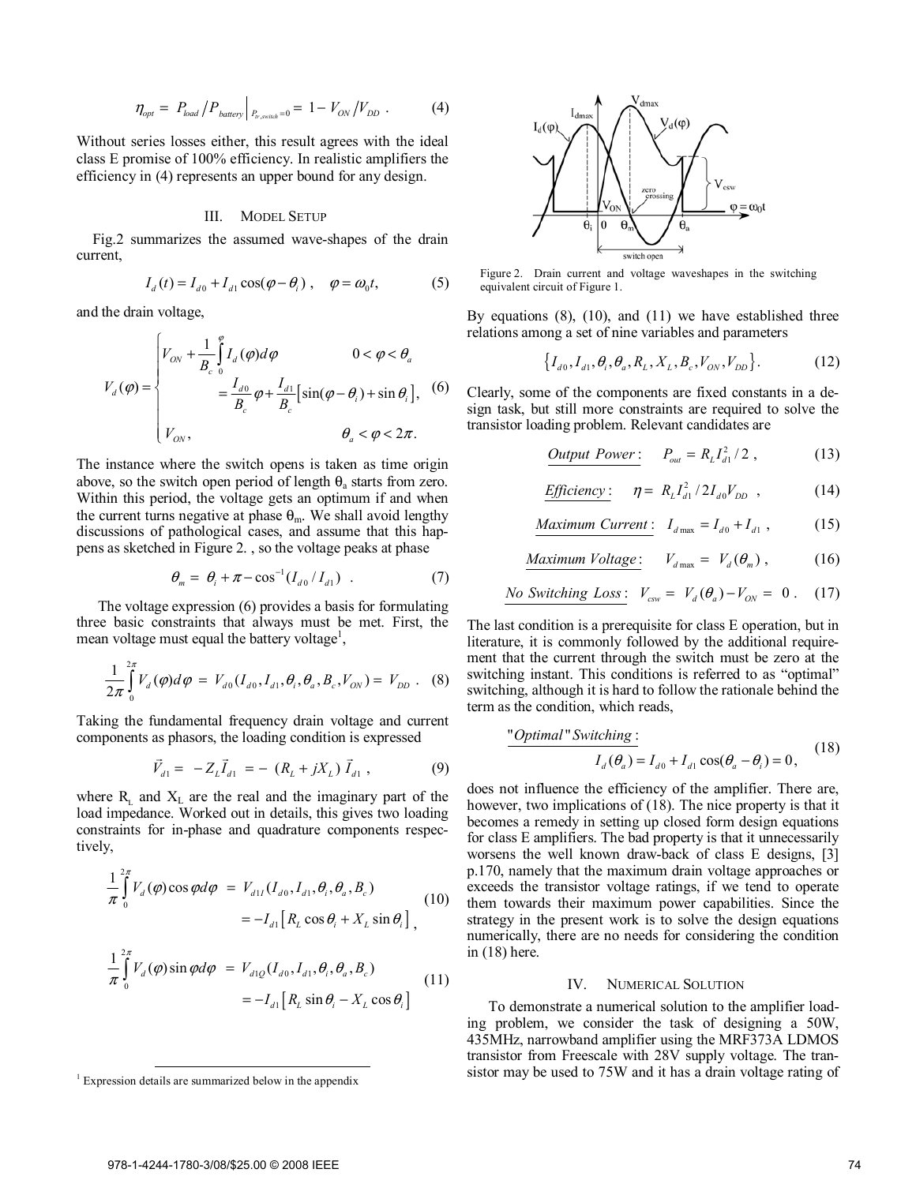$$\eta_{opt} = P_{load}/P_{battery}\Big|_{P_{tr,switch}=0} = 1 - V_{ON}/V_{DD} \ . \tag{4}$$

Without series losses either, this result agrees with the ideal class E promise of 100% efficiency. In realistic amplifiers the efficiency in (4) represents an upper bound for any design.

## III. Model Setup

Fig.2 summarizes the assumed wave-shapes of the drain current,

$$I_d(t) = I_{d0} + I_{d1}\cos(\varphi - \theta_i) \ , \quad \varphi = \omega_0 t, \tag{5}$$

and the drain voltage,

$$V_d(\varphi) = \begin{cases} V_{ON} + \dfrac{1}{B_c}\displaystyle\int_0^{\varphi} I_d(\varphi)d\varphi & 0 < \varphi < \theta_a \\ \quad = \dfrac{I_{d0}}{B_c}\varphi + \dfrac{I_{d1}}{B_c}\left[\sin(\varphi - \theta_i) + \sin\theta_i\right], & \\ V_{ON}, & \theta_a < \varphi < 2\pi. \end{cases} \tag{6}$$

The instance where the switch opens is taken as time origin above, so the switch open period of length $\theta_a$ starts from zero. Within this period, the voltage gets an optimum if and when the current turns negative at phase $\theta_m$. We shall avoid lengthy discussions of pathological cases, and assume that this happens as sketched in Figure 2. , so the voltage peaks at phase

$$\theta_m = \theta_i + \pi - \cos^{-1}(I_{d0}/I_{d1}) \ . \tag{7}$$

The voltage expression (6) provides a basis for formulating three basic constraints that always must be met. First, the mean voltage must equal the battery voltage[1],

$$\frac{1}{2\pi}\int_0^{2\pi} V_d(\varphi)d\varphi = V_{d0}(I_{d0}, I_{d1}, \theta_i, \theta_a, B_c, V_{ON}) = V_{DD} \ . \tag{8}$$

Taking the fundamental frequency drain voltage and current components as phasors, the loading condition is expressed

$$\vec{V}_{d1} = -Z_L \vec{I}_{d1} = -(R_L + jX_L)\,\vec{I}_{d1} \ , \tag{9}$$

where $R_L$ and $X_L$ are the real and the imaginary part of the load impedance. Worked out in details, this gives two loading constraints for in-phase and quadrature components respectively,

$$\begin{aligned} \frac{1}{\pi}\int_0^{2\pi} V_d(\varphi)\cos\varphi d\varphi &= V_{d1I}(I_{d0}, I_{d1}, \theta_i, \theta_a, B_c) \\ &= -I_{d1}\left[R_L\cos\theta_i + X_L\sin\theta_i\right], \end{aligned} \tag{10}$$

$$\begin{aligned} \frac{1}{\pi}\int_0^{2\pi} V_d(\varphi)\sin\varphi d\varphi &= V_{d1Q}(I_{d0}, I_{d1}, \theta_i, \theta_a, B_c) \\ &= -I_{d1}\left[R_L\sin\theta_i - X_L\cos\theta_i\right] \end{aligned} \tag{11}$$

[1] Expression details are summarized below in the appendix

Figure 2. Drain current and voltage waveshapes in the switching equivalent circuit of Figure 1.

By equations (8), (10), and (11) we have established three relations among a set of nine variables and parameters

$$\left\{I_{d0}, I_{d1}, \theta_i, \theta_a, R_L, X_L, B_c, V_{ON}, V_{DD}\right\}. \tag{12}$$

Clearly, some of the components are fixed constants in a design task, but still more constraints are required to solve the transistor loading problem. Relevant candidates are

$$\underline{Output\ Power}: \quad P_{out} = R_L I_{d1}^2/2 \ , \tag{13}$$

$$\underline{Efficiency}: \quad \eta = R_L I_{d1}^2 / 2 I_{d0} V_{DD} \ , \tag{14}$$

$$\underline{Maximum\ Current}: \quad I_{d\max} = I_{d0} + I_{d1} \ , \tag{15}$$

$$\underline{Maximum\ Voltage}: \quad V_{d\max} = V_d(\theta_m) \ , \tag{16}$$

$$\underline{No\ Switching\ Loss}: \quad V_{csw} = V_d(\theta_a) - V_{ON} = 0 \ . \tag{17}$$

The last condition is a prerequisite for class E operation, but in literature, it is commonly followed by the additional requirement that the current through the switch must be zero at the switching instant. This conditions is referred to as "optimal" switching, although it is hard to follow the rationale behind the term as the condition, which reads,

$$\begin{aligned} &\underline{\text{"Optimal" Switching}}: \\ &\qquad I_d(\theta_a) = I_{d0} + I_{d1}\cos(\theta_a - \theta_i) = 0, \end{aligned} \tag{18}$$

does not influence the efficiency of the amplifier. There are, however, two implications of (18). The nice property is that it became a remedy in setting up closed form design equations for class E amplifiers. The bad property is that it unnecessarily worsens the well known draw-back of class E designs, [3] p.170, namely that the maximum drain voltage approaches or exceeds the transistor voltage ratings, if we tend to operate them towards their maximum power capabilities. Since the strategy in the present work is to solve the design equations numerically, there are no needs for considering the condition in (18) here.

## IV. Numerical Solution

To demonstrate a numerical solution to the amplifier loading problem, we consider the task of designing a 50W, 435MHz, narrowband amplifier using the MRF373A LDMOS transistor from Freescale with 28V supply voltage. The transistor may be used to 75W and it has a drain voltage rating of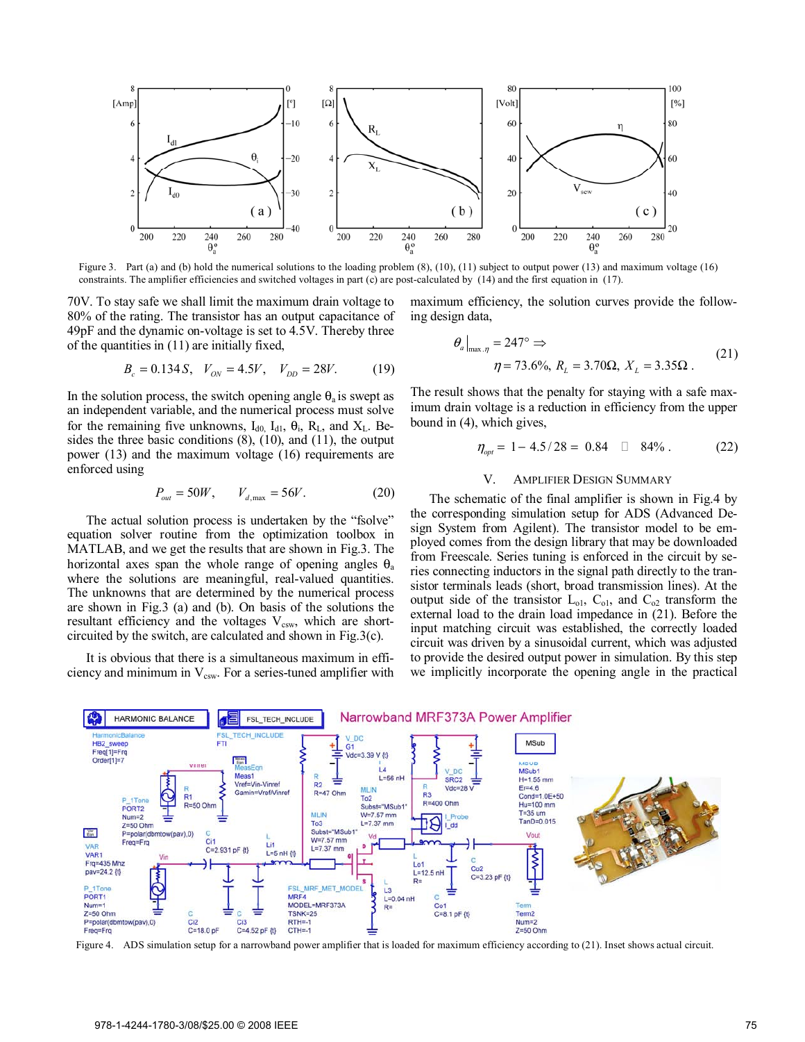Figure 3. Part (a) and (b) hold the numerical solutions to the loading problem (8), (10), (11) subject to output power (13) and maximum voltage (16) constraints. The amplifier efficiencies and switched voltages in part (c) are post-calculated by (14) and the first equation in (17).

70V. To stay safe we shall limit the maximum drain voltage to 80% of the rating. The transistor has an output capacitance of 49pF and the dynamic on-voltage is set to 4.5V. Thereby three of the quantities in (11) are initially fixed,

$$B_c = 0.134\,S,\quad V_{ON} = 4.5V,\quad V_{DD} = 28V. \tag{19}$$

In the solution process, the switch opening angle $\theta_a$ is swept as an independent variable, and the numerical process must solve for the remaining five unknowns, $I_{d0}$, $I_{d1}$, $\theta_i$, $R_L$, and $X_L$. Besides the three basic conditions (8), (10), and (11), the output power (13) and the maximum voltage (16) requirements are enforced using

$$P_{out} = 50W,\quad V_{d,\max} = 56V. \tag{20}$$

The actual solution process is undertaken by the "fsolve" equation solver routine from the optimization toolbox in MATLAB, and we get the results that are shown in Fig.3. The horizontal axes span the whole range of opening angles $\theta_a$ where the solutions are meaningful, real-valued quantities. The unknowns that are determined by the numerical process are shown in Fig.3 (a) and (b). On basis of the solutions the resultant efficiency and the voltages $V_{csw}$, which are short-circuited by the switch, are calculated and shown in Fig.3(c).

It is obvious that there is a simultaneous maximum in efficiency and minimum in $V_{csw}$. For a series-tuned amplifier with maximum efficiency, the solution curves provide the following design data,

$$\theta_a\big|_{\max.\eta} = 247^\circ \Rightarrow \qquad \eta = 73.6\%,\ R_L = 3.70\Omega,\ X_L = 3.35\Omega\,. \tag{21}$$

The result shows that the penalty for staying with a safe maximum drain voltage is a reduction in efficiency from the upper bound in (4), which gives,

$$\eta_{opt} = 1 - 4.5/28 = 0.84 \quad \approx 84\%\,. \tag{22}$$

## V. Amplifier Design Summary

The schematic of the final amplifier is shown in Fig.4 by the corresponding simulation setup for ADS (Advanced Design System from Agilent). The transistor model to be employed comes from the design library that may be downloaded from Freescale. Series tuning is enforced in the circuit by series connecting inductors in the signal path directly to the transistor terminals leads (short, broad transmission lines). At the output side of the transistor $L_{o1}$, $C_{o1}$, and $C_{o2}$ transform the external load to the drain load impedance in (21). Before the input matching circuit was established, the correctly loaded circuit was driven by a sinusoidal current, which was adjusted to provide the desired output power in simulation. By this step we implicitly incorporate the opening angle in the practical

Figure 4. ADS simulation setup for a narrowband power amplifier that is loaded for maximum efficiency according to (21). Inset shows actual circuit.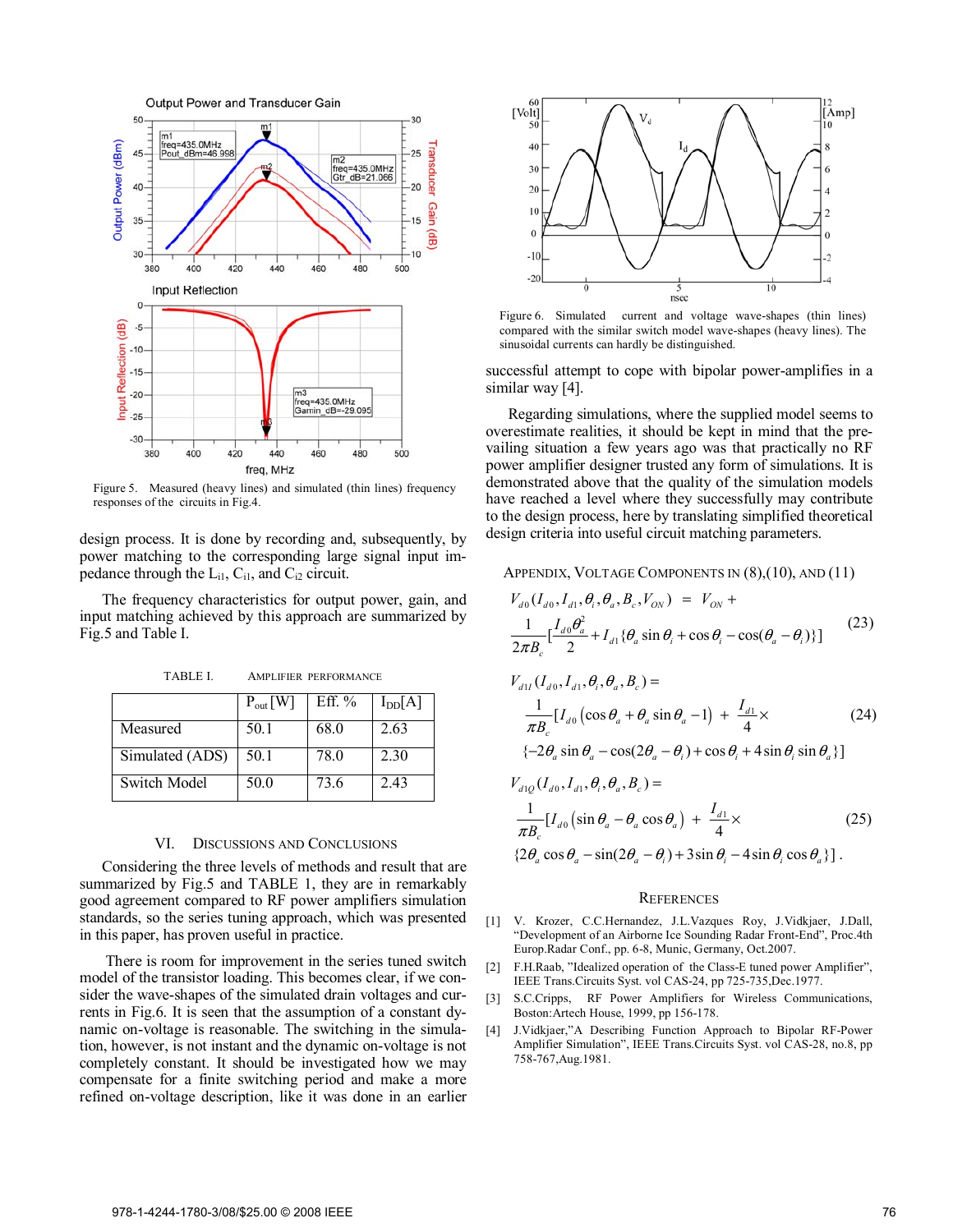Output Power and Transducer Gain

Output Power (dBm)

Transducer Gain (dB)

m1
freq=435.0MHz
Pout_dBm=46.998

m2
freq=435.0MHz
Gtr_dB=21.066

Input Reflection

Input Reflection (dB)

m3
freq=435.0MHz
Gamin_dB=-29.095

freq, MHz

Figure 5. Measured (heavy lines) and simulated (thin lines) frequency responses of the circuits in Fig.4.

design process. It is done by recording and, subsequently, by power matching to the corresponding large signal input impedance through the $L_{i1}$, $C_{i1}$, and $C_{i2}$ circuit.

The frequency characteristics for output power, gain, and input matching achieved by this approach are summarized by Fig.5 and Table I.

TABLE I. AMPLIFIER PERFORMANCE

| | $P_{out}$ [W] | Eff. % | $I_{DD}$[A] |
|---|---|---|---|
| Measured | 50.1 | 68.0 | 2.63 |
| Simulated (ADS) | 50.1 | 78.0 | 2.30 |
| Switch Model | 50.0 | 73.6 | 2.43 |

## VI. Discussions and Conclusions

Considering the three levels of methods and result that are summarized by Fig.5 and TABLE 1, they are in remarkably good agreement compared to RF power amplifiers simulation standards, so the series tuning approach, which was presented in this paper, has proven useful in practice.

There is room for improvement in the series tuned switch model of the transistor loading. This becomes clear, if we consider the wave-shapes of the simulated drain voltages and currents in Fig.6. It is seen that the assumption of a constant dynamic on-voltage is reasonable. The switching in the simulation, however, is not instant and the dynamic on-voltage is not completely constant. It should be investigated how we may compensate for a finite switching period and make a more refined on-voltage description, like it was done in an earlier successful attempt to cope with bipolar power-amplifies in a similar way [4].

[Volt]

[Amp]

$V_d$

$I_d$

nsec

Figure 6. Simulated current and voltage wave-shapes (thin lines) compared with the similar switch model wave-shapes (heavy lines). The sinusoidal currents can hardly be distinguished.

Regarding simulations, where the supplied model seems to overestimate realities, it should be kept in mind that the prevailing situation a few years ago was that practically no RF power amplifier designer trusted any form of simulations. It is demonstrated above that the quality of the simulation models have reached a level where they successfully may contribute to the design process, here by translating simplified theoretical design criteria into useful circuit matching parameters.

## Appendix, Voltage Components in (8),(10), and (11)

$$V_{d0}(I_{d0}, I_{d1}, \theta_i, \theta_a, B_c, V_{ON}) = V_{ON} + \frac{1}{2\pi B_c}\left[\frac{I_{d0}\theta_a^2}{2} + I_{d1}\{\theta_a \sin\theta_i + \cos\theta_i - \cos(\theta_a - \theta_i)\}\right] \tag{23}$$

$$V_{d1I}(I_{d0}, I_{d1}, \theta_i, \theta_a, B_c) = \frac{1}{\pi B_c}\left[I_{d0}\left(\cos\theta_a + \theta_a \sin\theta_a - 1\right) + \frac{I_{d1}}{4}\times \{-2\theta_a \sin\theta_a - \cos(2\theta_a - \theta_i) + \cos\theta_i + 4\sin\theta_i \sin\theta_a\}\right] \tag{24}$$

$$V_{d1Q}(I_{d0}, I_{d1}, \theta_i, \theta_a, B_c) = \frac{1}{\pi B_c}\left[I_{d0}\left(\sin\theta_a - \theta_a \cos\theta_a\right) + \frac{I_{d1}}{4}\times \{2\theta_a \cos\theta_a - \sin(2\theta_a - \theta_i) + 3\sin\theta_i - 4\sin\theta_i \cos\theta_a\}\right]. \tag{25}$$

## References

[1] V. Krozer, C.C.Hernandez, J.L.Vazques Roy, J.Vidkjaer, J.Dall, "Development of an Airborne Ice Sounding Radar Front-End", Proc.4th Europ.Radar Conf., pp. 6-8, Munic, Germany, Oct.2007.

[2] F.H.Raab, "Idealized operation of the Class-E tuned power Amplifier", IEEE Trans.Circuits Syst. vol CAS-24, pp 725-735,Dec.1977.

[3] S.C.Cripps, RF Power Amplifiers for Wireless Communications, Boston:Artech House, 1999, pp 156-178.

[4] J.Vidkjaer,"A Describing Function Approach to Bipolar RF-Power Amplifier Simulation", IEEE Trans.Circuits Syst. vol CAS-28, no.8, pp 758-767,Aug.1981.